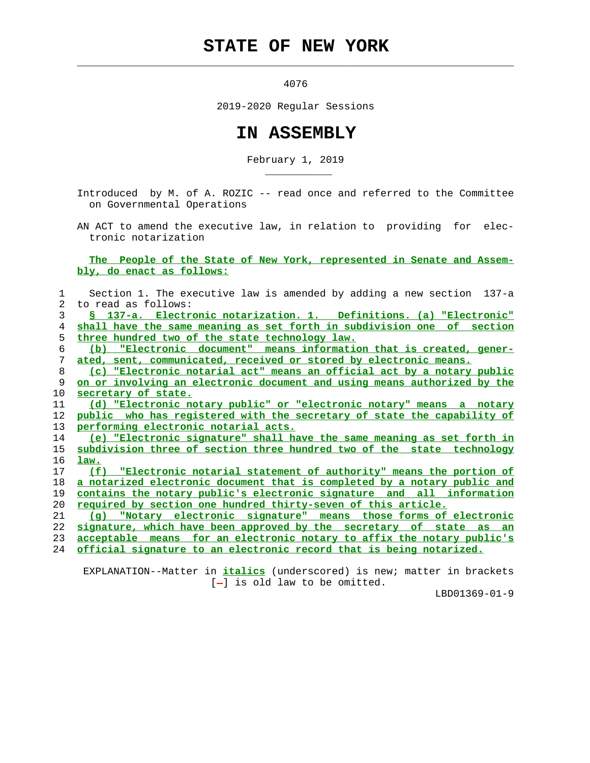# STATE OF NEW YORK

4076

2019-2020 Regular Sessions

# IN ASSEMBLY

February 1, 2019

Introduced by M. of A. ROZIC -- read once and referred to the Committee on Governmental Operations

AN ACT to amend the executive law, in relation to providing for electronic notarization

The People of the State of New York, represented in Senate and Assembly, do enact as follows:

Section 1. The executive law is amended by adding a new section 137-a to read as follows:

§ 137-a. Electronic notarization. 1. Definitions. (a) "Electronic" shall have the same meaning as set forth in subdivision one of section three hundred two of the state technology law.

(b) "Electronic document" means information that is created, generated, sent, communicated, received or stored by electronic means.

(c) "Electronic notarial act" means an official act by a notary public on or involving an electronic document and using means authorized by the secretary of state.

(d) "Electronic notary public" or "electronic notary" means a notary public who has registered with the secretary of state the capability of performing electronic notarial acts.

(e) "Electronic signature" shall have the same meaning as set forth in subdivision three of section three hundred two of the state technology law.

(f) "Electronic notarial statement of authority" means the portion of a notarized electronic document that is completed by a notary public and contains the notary public's electronic signature and all information required by section one hundred thirty-seven of this article.

(g) "Notary electronic signature" means those forms of electronic signature, which have been approved by the secretary of state as an acceptable means for an electronic notary to affix the notary public's official signature to an electronic record that is being notarized.

EXPLANATION--Matter in *italics* (underscored) is new; matter in brackets [-] is old law to be omitted.

LBD01369-01-9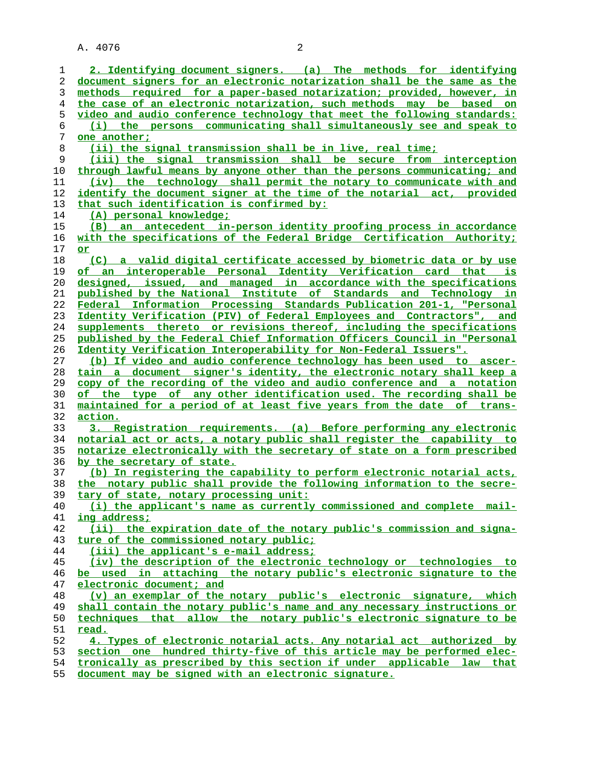2. Identifying document signers. (a) The methods for identifying document signers for an electronic notarization shall be the same as the methods required for a paper-based notarization; provided, however, in the case of an electronic notarization, such methods may be based on video and audio conference technology that meet the following standards:

(i) the persons communicating shall simultaneously see and speak to one another;

(ii) the signal transmission shall be in live, real time;

(iii) the signal transmission shall be secure from interception through lawful means by anyone other than the persons communicating; and

(iv) the technology shall permit the notary to communicate with and identify the document signer at the time of the notarial act, provided that such identification is confirmed by:

(A) personal knowledge;

(B) an antecedent in-person identity proofing process in accordance with the specifications of the Federal Bridge Certification Authority; or

(C) a valid digital certificate accessed by biometric data or by use of an interoperable Personal Identity Verification card that is designed, issued, and managed in accordance with the specifications published by the National Institute of Standards and Technology in Federal Information Processing Standards Publication 201-1, "Personal Identity Verification (PIV) of Federal Employees and Contractors", and supplements thereto or revisions thereof, including the specifications published by the Federal Chief Information Officers Council in "Personal Identity Verification Interoperability for Non-Federal Issuers".

(b) If video and audio conference technology has been used to ascertain a document signer's identity, the electronic notary shall keep a copy of the recording of the video and audio conference and a notation of the type of any other identification used. The recording shall be maintained for a period of at least five years from the date of transaction.

3. Registration requirements. (a) Before performing any electronic notarial act or acts, a notary public shall register the capability to notarize electronically with the secretary of state on a form prescribed by the secretary of state.

(b) In registering the capability to perform electronic notarial acts, the notary public shall provide the following information to the secretary of state, notary processing unit:

(i) the applicant's name as currently commissioned and complete mailing address;

(ii) the expiration date of the notary public's commission and signature of the commissioned notary public;

(iii) the applicant's e-mail address;

(iv) the description of the electronic technology or technologies to be used in attaching the notary public's electronic signature to the electronic document; and

(v) an exemplar of the notary public's electronic signature, which shall contain the notary public's name and any necessary instructions or techniques that allow the notary public's electronic signature to be read.

4. Types of electronic notarial acts. Any notarial act authorized by section one hundred thirty-five of this article may be performed electronically as prescribed by this section if under applicable law that document may be signed with an electronic signature.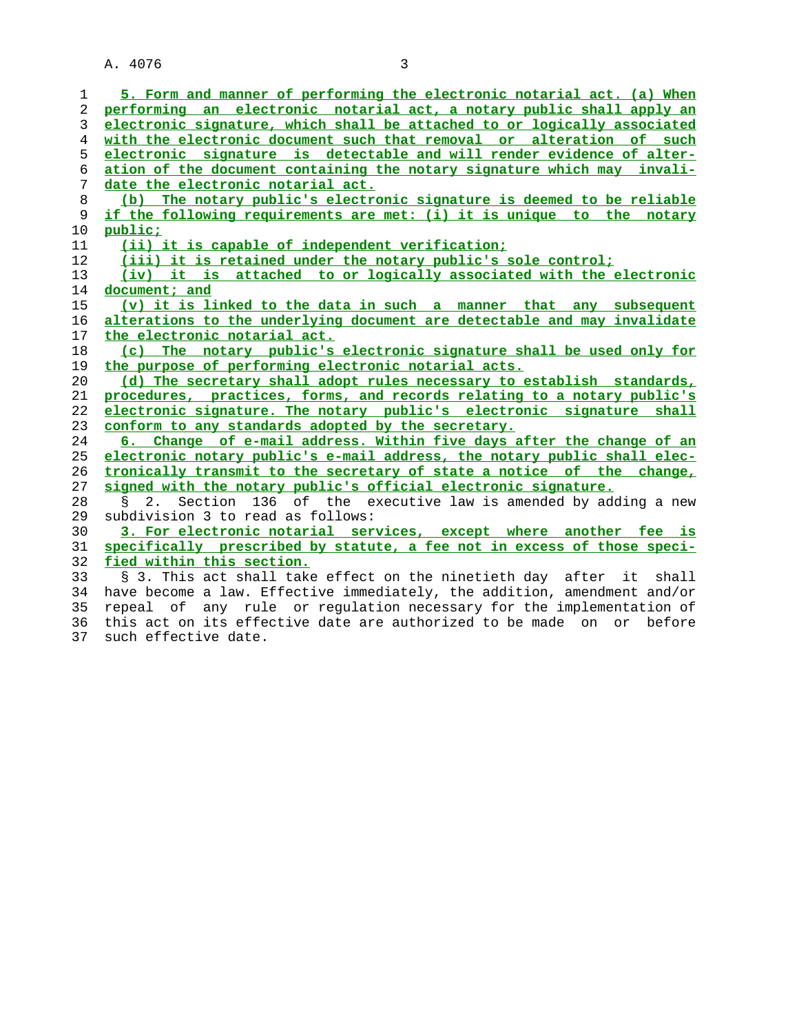5. Form and manner of performing the electronic notarial act. (a) When performing an electronic notarial act, a notary public shall apply an electronic signature, which shall be attached to or logically associated with the electronic document such that removal or alteration of such electronic signature is detectable and will render evidence of alteration of the document containing the notary signature which may invalidate the electronic notarial act.

(b) The notary public's electronic signature is deemed to be reliable if the following requirements are met: (i) it is unique to the notary public;

(ii) it is capable of independent verification;

(iii) it is retained under the notary public's sole control;

(iv) it is attached to or logically associated with the electronic document; and

(v) it is linked to the data in such a manner that any subsequent alterations to the underlying document are detectable and may invalidate the electronic notarial act.

(c) The notary public's electronic signature shall be used only for the purpose of performing electronic notarial acts.

(d) The secretary shall adopt rules necessary to establish standards, procedures, practices, forms, and records relating to a notary public's electronic signature. The notary public's electronic signature shall conform to any standards adopted by the secretary.

6. Change of e-mail address. Within five days after the change of an electronic notary public's e-mail address, the notary public shall electronically transmit to the secretary of state a notice of the change, signed with the notary public's official electronic signature.

§ 2. Section 136 of the executive law is amended by adding a new subdivision 3 to read as follows:

3. For electronic notarial services, except where another fee is specifically prescribed by statute, a fee not in excess of those specified within this section.

§ 3. This act shall take effect on the ninetieth day after it shall have become a law. Effective immediately, the addition, amendment and/or repeal of any rule or regulation necessary for the implementation of this act on its effective date are authorized to be made on or before such effective date.